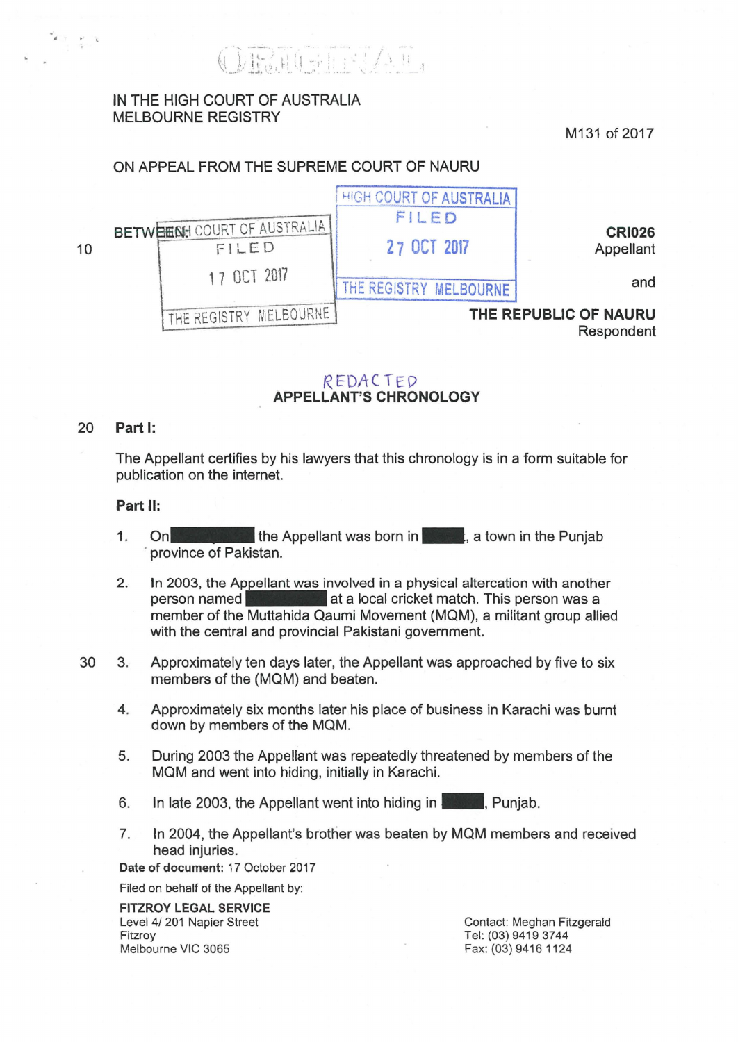ORIGINAL

IN THE HIGH COURT OF AUSTRALIA
MELBOURNE REGISTRY

M131 of 2017

ON APPEAL FROM THE SUPREME COURT OF NAURU

HIGH COURT OF AUSTRALIA
FILED
27 OCT 2017
THE REGISTRY MELBOURNE

HIGH COURT OF AUSTRALIA
FILED
17 OCT 2017
THE REGISTRY MELBOURNE

BETWEEN:

**CRI026**
Appellant

and

**THE REPUBLIC OF NAURU**
Respondent

REDACTED

**APPELLANT'S CHRONOLOGY**

**Part I:**

The Appellant certifies by his lawyers that this chronology is in a form suitable for publication on the internet.

**Part II:**

1. On ██████ the Appellant was born in ████, a town in the Punjab province of Pakistan.

2. In 2003, the Appellant was involved in a physical altercation with another person named ██████ at a local cricket match. This person was a member of the Muttahida Qaumi Movement (MQM), a militant group allied with the central and provincial Pakistani government.

3. Approximately ten days later, the Appellant was approached by five to six members of the (MQM) and beaten.

4. Approximately six months later his place of business in Karachi was burnt down by members of the MQM.

5. During 2003 the Appellant was repeatedly threatened by members of the MQM and went into hiding, initially in Karachi.

6. In late 2003, the Appellant went into hiding in ████, Punjab.

7. In 2004, the Appellant's brother was beaten by MQM members and received head injuries.

**Date of document:** 17 October 2017

Filed on behalf of the Appellant by:

**FITZROY LEGAL SERVICE**
Level 4/ 201 Napier Street
Fitzroy
Melbourne VIC 3065

Contact: Meghan Fitzgerald
Tel: (03) 9419 3744
Fax: (03) 9416 1124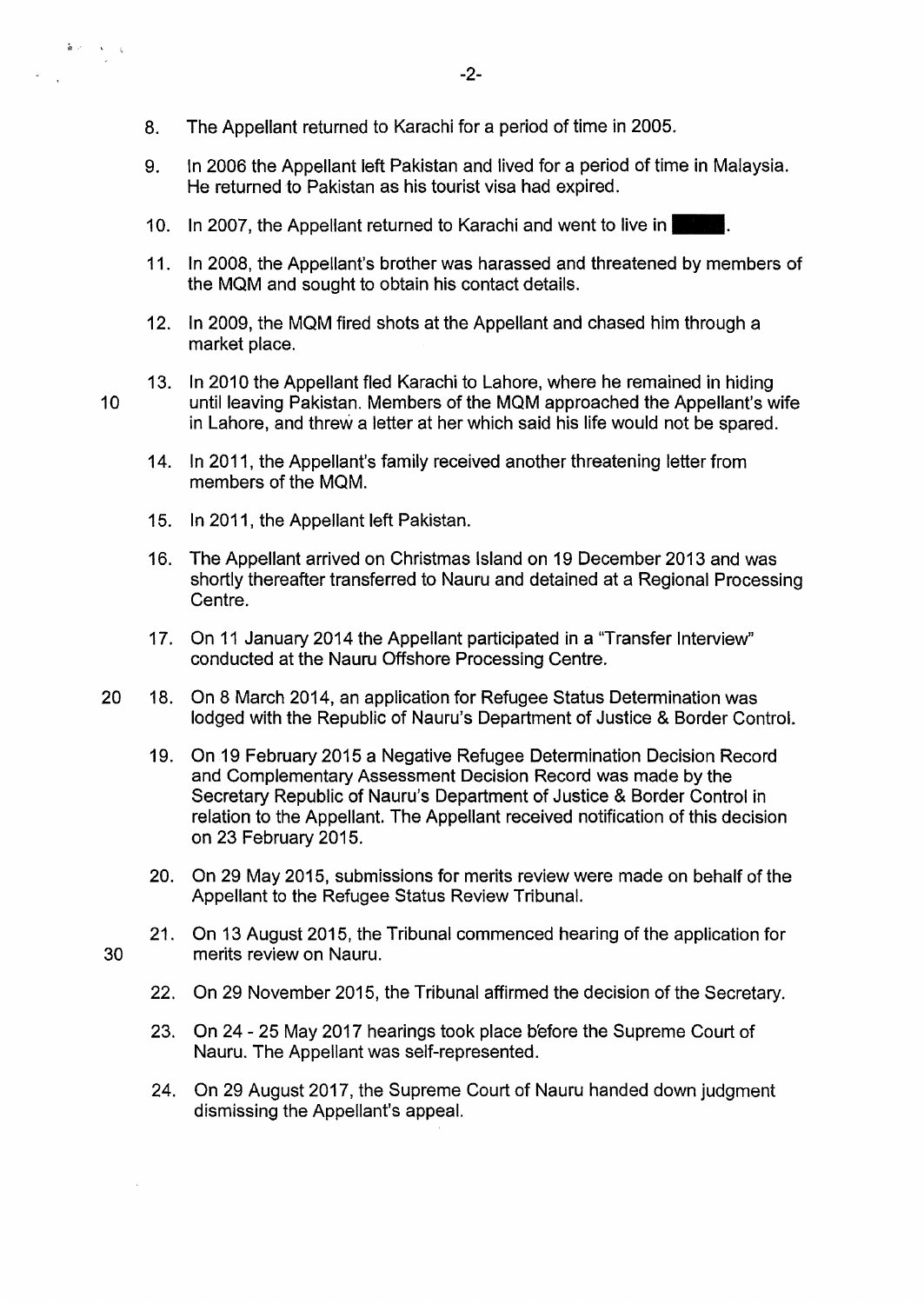8. The Appellant returned to Karachi for a period of time in 2005.

9. In 2006 the Appellant left Pakistan and lived for a period of time in Malaysia. He returned to Pakistan as his tourist visa had expired.

10. In 2007, the Appellant returned to Karachi and went to live in ████.

11. In 2008, the Appellant's brother was harassed and threatened by members of the MQM and sought to obtain his contact details.

12. In 2009, the MQM fired shots at the Appellant and chased him through a market place.

13. In 2010 the Appellant fled Karachi to Lahore, where he remained in hiding until leaving Pakistan. Members of the MQM approached the Appellant's wife in Lahore, and threw a letter at her which said his life would not be spared.

14. In 2011, the Appellant's family received another threatening letter from members of the MQM.

15. In 2011, the Appellant left Pakistan.

16. The Appellant arrived on Christmas Island on 19 December 2013 and was shortly thereafter transferred to Nauru and detained at a Regional Processing Centre.

17. On 11 January 2014 the Appellant participated in a "Transfer Interview" conducted at the Nauru Offshore Processing Centre.

18. On 8 March 2014, an application for Refugee Status Determination was lodged with the Republic of Nauru's Department of Justice & Border Control.

19. On 19 February 2015 a Negative Refugee Determination Decision Record and Complementary Assessment Decision Record was made by the Secretary Republic of Nauru's Department of Justice & Border Control in relation to the Appellant. The Appellant received notification of this decision on 23 February 2015.

20. On 29 May 2015, submissions for merits review were made on behalf of the Appellant to the Refugee Status Review Tribunal.

21. On 13 August 2015, the Tribunal commenced hearing of the application for merits review on Nauru.

22. On 29 November 2015, the Tribunal affirmed the decision of the Secretary.

23. On 24 - 25 May 2017 hearings took place before the Supreme Court of Nauru. The Appellant was self-represented.

24. On 29 August 2017, the Supreme Court of Nauru handed down judgment dismissing the Appellant's appeal.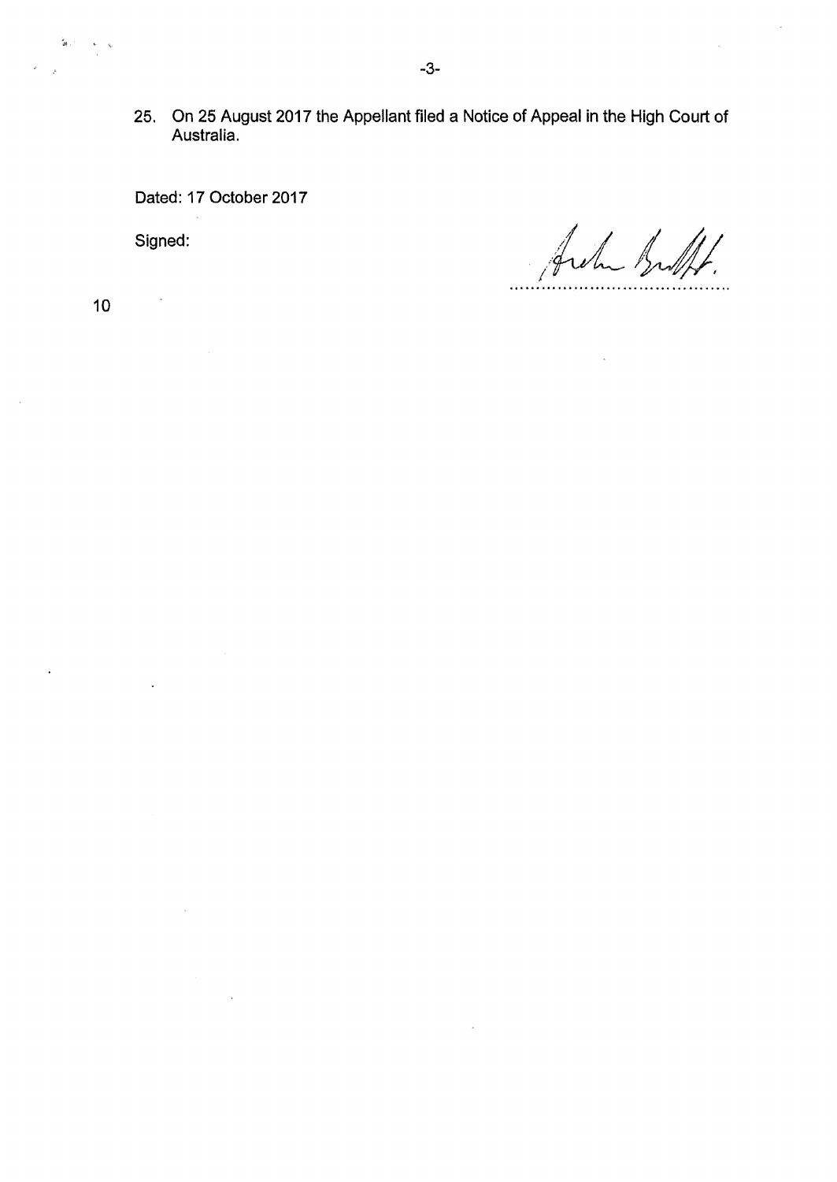25. On 25 August 2017 the Appellant filed a Notice of Appeal in the High Court of Australia.

Dated: 17 October 2017

Signed:

..........................................